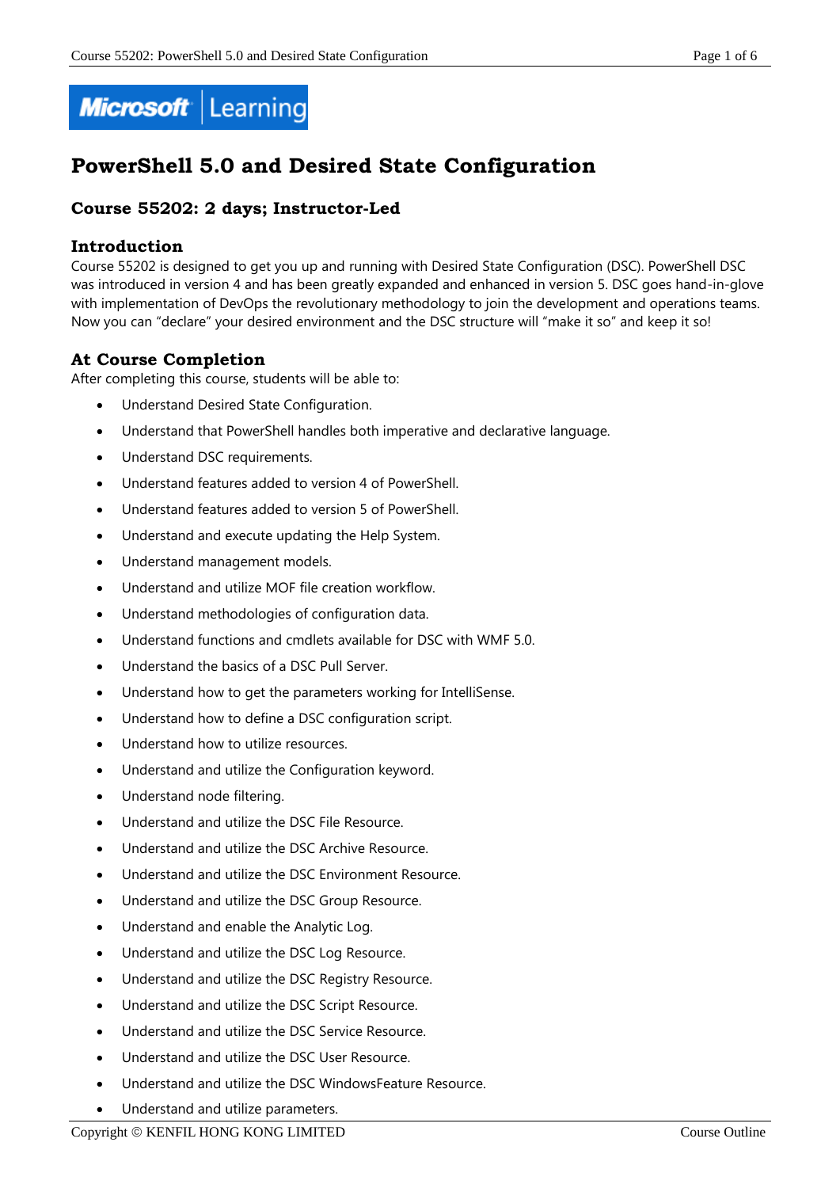# PowerShell 5.0 and Desired State Configuration

## Course 55202: 2 days; Instructor-Led

## Introduction

Course 55202 is designed to get you up and running with Desired State Configuration (DSC). PowerShell DSC was introduced in version 4 and has been greatly expanded and enhanced in version 5. DSC goes hand-in-glove with implementation of DevOps the revolutionary methodology to join the development and operations teams. Now you can "declare" your desired environment and the DSC structure will "make it so" and keep it so!

## At Course Completion

After completing this course, students will be able to:

- Understand Desired State Configuration.
- Understand that PowerShell handles both imperative and declarative language.
- Understand DSC requirements.
- Understand features added to version 4 of PowerShell.
- Understand features added to version 5 of PowerShell.
- Understand and execute updating the Help System.
- Understand management models.
- Understand and utilize MOF file creation workflow.
- Understand methodologies of configuration data.
- Understand functions and cmdlets available for DSC with WMF 5.0.
- Understand the basics of a DSC Pull Server.
- Understand how to get the parameters working for IntelliSense.
- Understand how to define a DSC configuration script.
- Understand how to utilize resources.
- Understand and utilize the Configuration keyword.
- Understand node filtering.
- Understand and utilize the DSC File Resource.
- Understand and utilize the DSC Archive Resource.
- Understand and utilize the DSC Environment Resource.
- Understand and utilize the DSC Group Resource.
- Understand and enable the Analytic Log.
- Understand and utilize the DSC Log Resource.
- Understand and utilize the DSC Registry Resource.
- Understand and utilize the DSC Script Resource.
- Understand and utilize the DSC Service Resource.
- Understand and utilize the DSC User Resource.
- Understand and utilize the DSC WindowsFeature Resource.
- Understand and utilize parameters.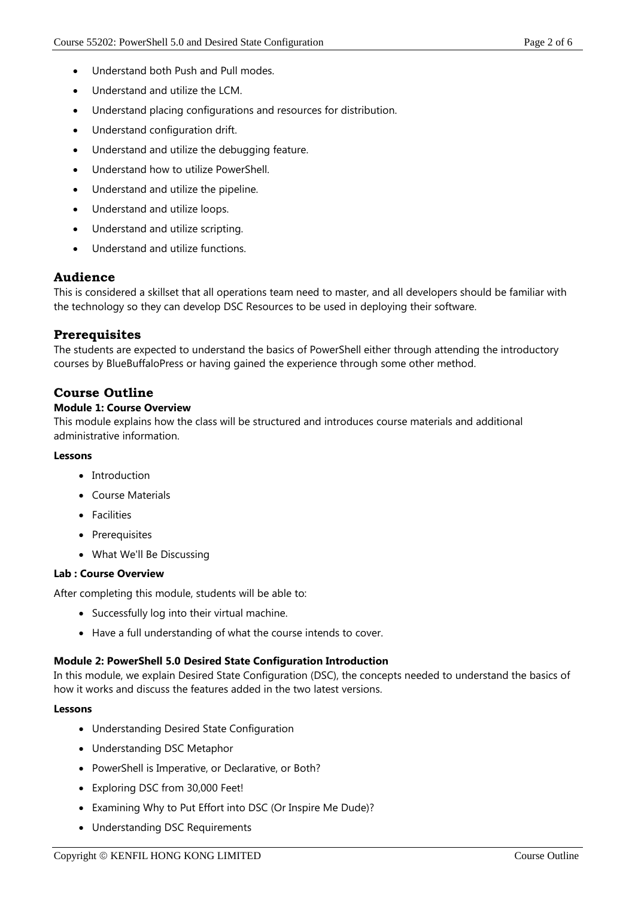- Understand both Push and Pull modes.
- Understand and utilize the LCM.
- Understand placing configurations and resources for distribution.
- Understand configuration drift.
- Understand and utilize the debugging feature.
- Understand how to utilize PowerShell.
- Understand and utilize the pipeline.
- Understand and utilize loops.
- Understand and utilize scripting.
- Understand and utilize functions.

## Audience

This is considered a skillset that all operations team need to master, and all developers should be familiar with the technology so they can develop DSC Resources to be used in deploying their software.

## Prerequisites

The students are expected to understand the basics of PowerShell either through attending the introductory courses by BlueBuffaloPress or having gained the experience through some other method.

## Course Outline

### Module 1: Course Overview

This module explains how the class will be structured and introduces course materials and additional administrative information.

**Lessons**

- Introduction
- Course Materials
- Facilities
- Prerequisites
- What We'll Be Discussing

**Lab : Course Overview**

After completing this module, students will be able to:

- Successfully log into their virtual machine.
- Have a full understanding of what the course intends to cover.

### Module 2: PowerShell 5.0 Desired State Configuration Introduction

In this module, we explain Desired State Configuration (DSC), the concepts needed to understand the basics of how it works and discuss the features added in the two latest versions.

**Lessons**

- Understanding Desired State Configuration
- Understanding DSC Metaphor
- PowerShell is Imperative, or Declarative, or Both?
- Exploring DSC from 30,000 Feet!
- Examining Why to Put Effort into DSC (Or Inspire Me Dude)?
- Understanding DSC Requirements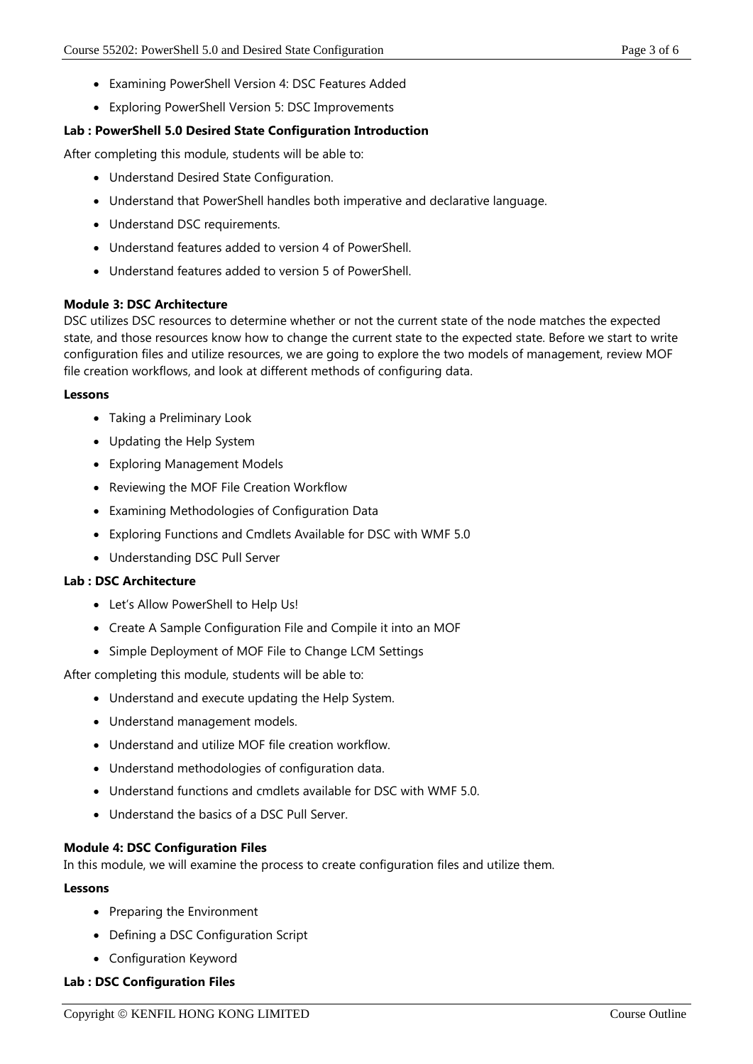- Examining PowerShell Version 4: DSC Features Added
- Exploring PowerShell Version 5: DSC Improvements

**Lab : PowerShell 5.0 Desired State Configuration Introduction**

After completing this module, students will be able to:

- Understand Desired State Configuration.
- Understand that PowerShell handles both imperative and declarative language.
- Understand DSC requirements.
- Understand features added to version 4 of PowerShell.
- Understand features added to version 5 of PowerShell.

**Module 3: DSC Architecture**

DSC utilizes DSC resources to determine whether or not the current state of the node matches the expected state, and those resources know how to change the current state to the expected state. Before we start to write configuration files and utilize resources, we are going to explore the two models of management, review MOF file creation workflows, and look at different methods of configuring data.

**Lessons**

- Taking a Preliminary Look
- Updating the Help System
- Exploring Management Models
- Reviewing the MOF File Creation Workflow
- Examining Methodologies of Configuration Data
- Exploring Functions and Cmdlets Available for DSC with WMF 5.0
- Understanding DSC Pull Server

**Lab : DSC Architecture**

- Let's Allow PowerShell to Help Us!
- Create A Sample Configuration File and Compile it into an MOF
- Simple Deployment of MOF File to Change LCM Settings

After completing this module, students will be able to:

- Understand and execute updating the Help System.
- Understand management models.
- Understand and utilize MOF file creation workflow.
- Understand methodologies of configuration data.
- Understand functions and cmdlets available for DSC with WMF 5.0.
- Understand the basics of a DSC Pull Server.

**Module 4: DSC Configuration Files**

In this module, we will examine the process to create configuration files and utilize them.

**Lessons**

- Preparing the Environment
- Defining a DSC Configuration Script
- Configuration Keyword

**Lab : DSC Configuration Files**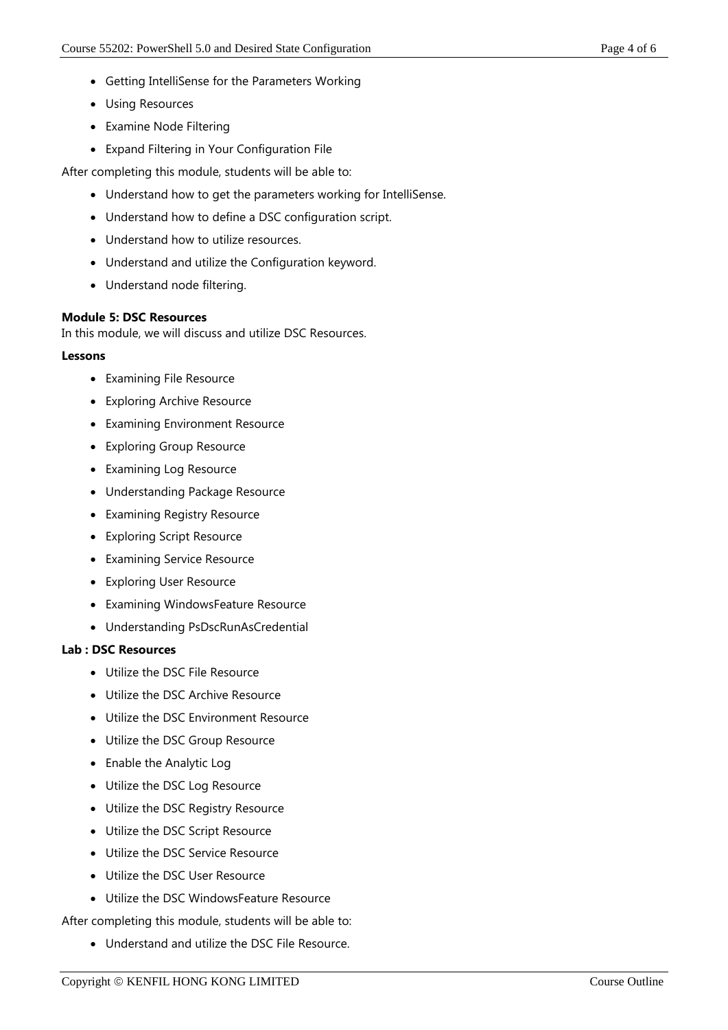- Getting IntelliSense for the Parameters Working
- Using Resources
- Examine Node Filtering
- Expand Filtering in Your Configuration File

After completing this module, students will be able to:

- Understand how to get the parameters working for IntelliSense.
- Understand how to define a DSC configuration script.
- Understand how to utilize resources.
- Understand and utilize the Configuration keyword.
- Understand node filtering.

**Module 5: DSC Resources**
In this module, we will discuss and utilize DSC Resources.

**Lessons**

- Examining File Resource
- Exploring Archive Resource
- Examining Environment Resource
- Exploring Group Resource
- Examining Log Resource
- Understanding Package Resource
- Examining Registry Resource
- Exploring Script Resource
- Examining Service Resource
- Exploring User Resource
- Examining WindowsFeature Resource
- Understanding PsDscRunAsCredential

**Lab : DSC Resources**

- Utilize the DSC File Resource
- Utilize the DSC Archive Resource
- Utilize the DSC Environment Resource
- Utilize the DSC Group Resource
- Enable the Analytic Log
- Utilize the DSC Log Resource
- Utilize the DSC Registry Resource
- Utilize the DSC Script Resource
- Utilize the DSC Service Resource
- Utilize the DSC User Resource
- Utilize the DSC WindowsFeature Resource

After completing this module, students will be able to:

- Understand and utilize the DSC File Resource.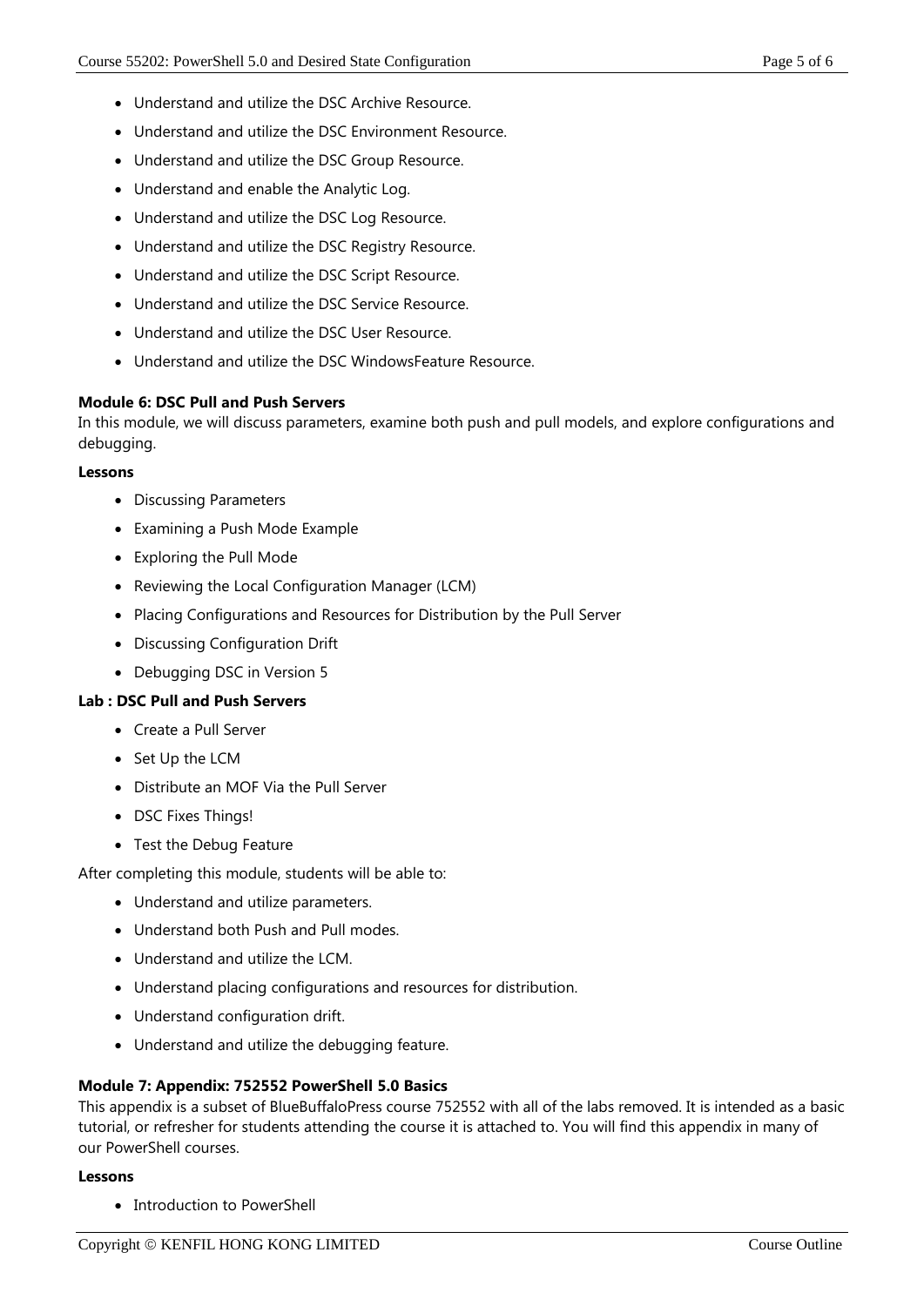- Understand and utilize the DSC Archive Resource.
- Understand and utilize the DSC Environment Resource.
- Understand and utilize the DSC Group Resource.
- Understand and enable the Analytic Log.
- Understand and utilize the DSC Log Resource.
- Understand and utilize the DSC Registry Resource.
- Understand and utilize the DSC Script Resource.
- Understand and utilize the DSC Service Resource.
- Understand and utilize the DSC User Resource.
- Understand and utilize the DSC WindowsFeature Resource.

**Module 6: DSC Pull and Push Servers**

In this module, we will discuss parameters, examine both push and pull models, and explore configurations and debugging.

**Lessons**

- Discussing Parameters
- Examining a Push Mode Example
- Exploring the Pull Mode
- Reviewing the Local Configuration Manager (LCM)
- Placing Configurations and Resources for Distribution by the Pull Server
- Discussing Configuration Drift
- Debugging DSC in Version 5

**Lab : DSC Pull and Push Servers**

- Create a Pull Server
- Set Up the LCM
- Distribute an MOF Via the Pull Server
- DSC Fixes Things!
- Test the Debug Feature

After completing this module, students will be able to:

- Understand and utilize parameters.
- Understand both Push and Pull modes.
- Understand and utilize the LCM.
- Understand placing configurations and resources for distribution.
- Understand configuration drift.
- Understand and utilize the debugging feature.

**Module 7: Appendix: 752552 PowerShell 5.0 Basics**

This appendix is a subset of BlueBuffaloPress course 752552 with all of the labs removed. It is intended as a basic tutorial, or refresher for students attending the course it is attached to. You will find this appendix in many of our PowerShell courses.

**Lessons**

- Introduction to PowerShell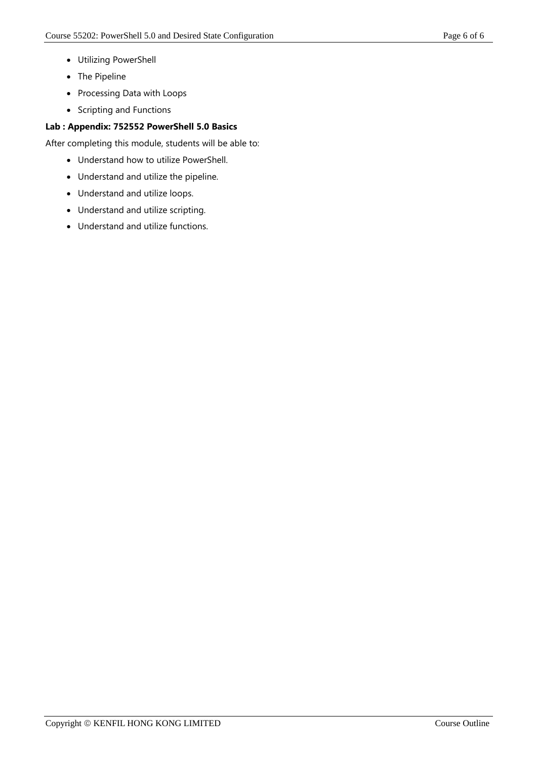- Utilizing PowerShell
- The Pipeline
- Processing Data with Loops
- Scripting and Functions

**Lab : Appendix: 752552 PowerShell 5.0 Basics**

After completing this module, students will be able to:

- Understand how to utilize PowerShell.
- Understand and utilize the pipeline.
- Understand and utilize loops.
- Understand and utilize scripting.
- Understand and utilize functions.